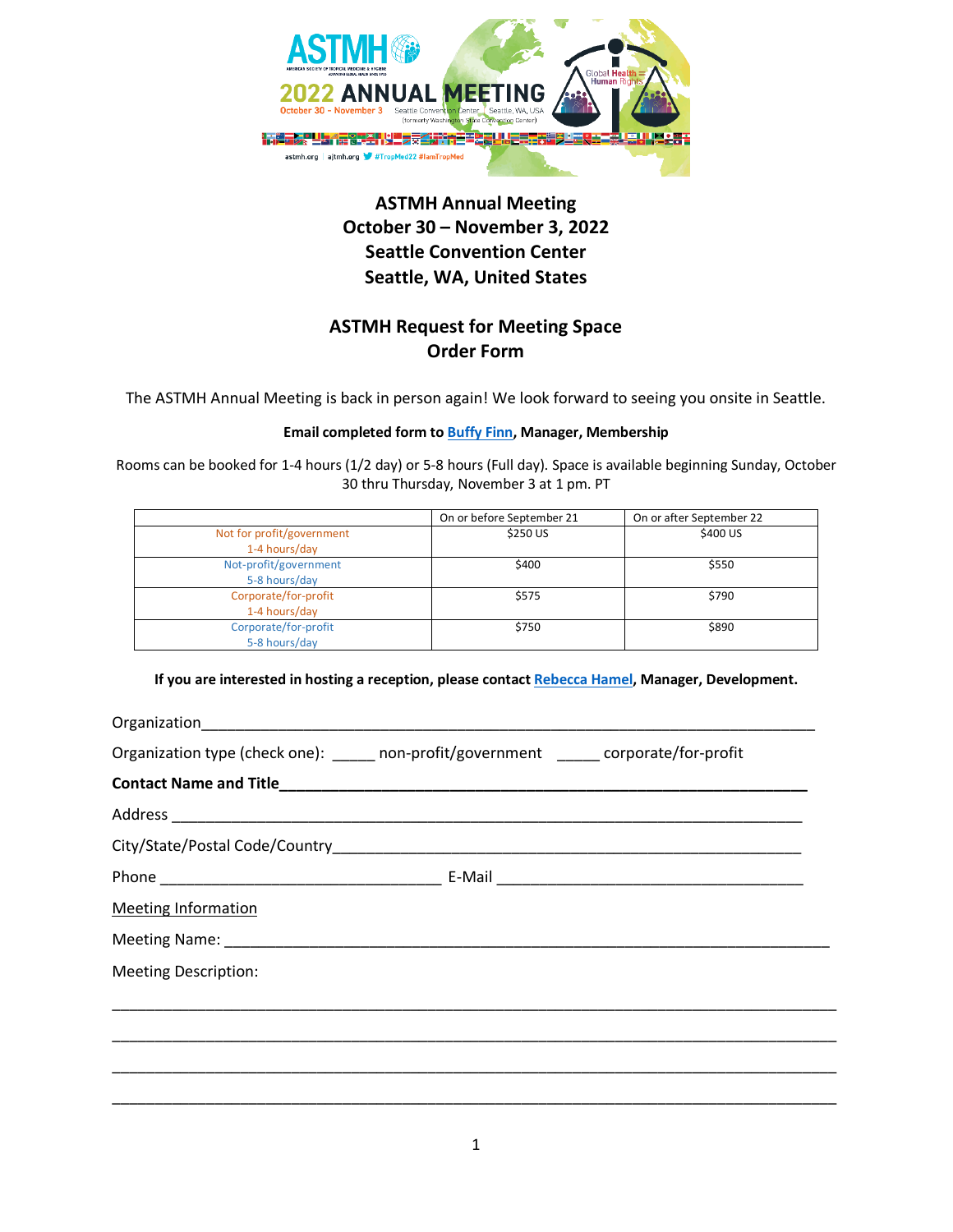## ASTMH Annual Meeting
## October 30 – November 3, 2022
## Seattle Convention Center
## Seattle, WA, United States

## ASTMH Request for Meeting Space
## Order Form

The ASTMH Annual Meeting is back in person again! We look forward to seeing you onsite in Seattle.

**Email completed form to Buffy Finn, Manager, Membership**

Rooms can be booked for 1-4 hours (1/2 day) or 5-8 hours (Full day). Space is available beginning Sunday, October 30 thru Thursday, November 3 at 1 pm. PT

| | On or before September 21 | On or after September 22 |
|---|---|---|
| Not for profit/government 1-4 hours/day | $250 US | $400 US |
| Not-profit/government 5-8 hours/day | $400 | $550 |
| Corporate/for-profit 1-4 hours/day | $575 | $790 |
| Corporate/for-profit 5-8 hours/day | $750 | $890 |

**If you are interested in hosting a reception, please contact Rebecca Hamel, Manager, Development.**

Organization___________________________________________________________________________

Organization type (check one): _____ non-profit/government _____ corporate/for-profit

**Contact Name and Title**______________________________________________________________

Address ________________________________________________________________________

City/State/Postal Code/Country___________________________________________________

Phone _______________________________ E-Mail _________________________________

Meeting Information

Meeting Name: ____________________________________________________________________

Meeting Description:

_______________________________________________________________________________

_______________________________________________________________________________

_______________________________________________________________________________

_______________________________________________________________________________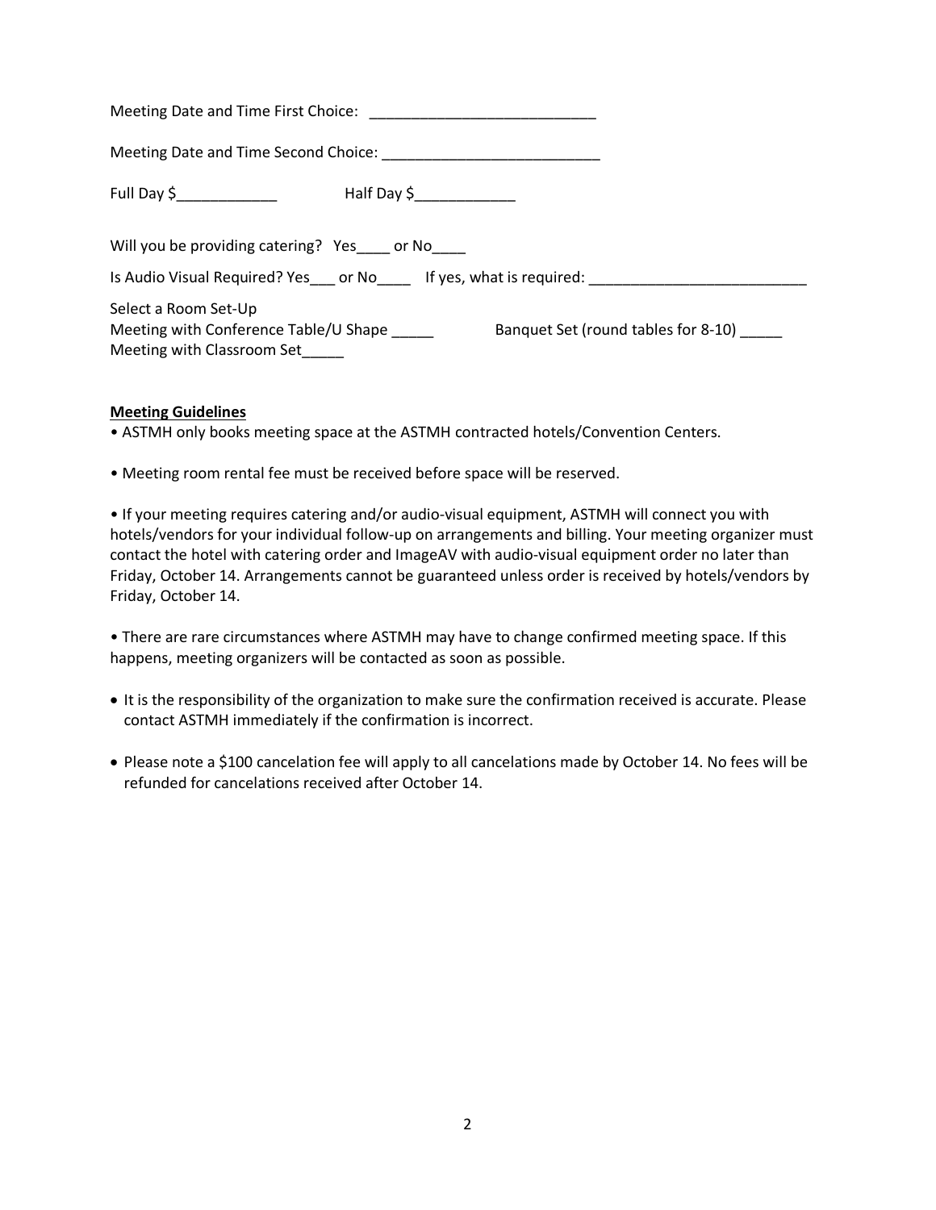Meeting Date and Time First Choice: ___________________________

Meeting Date and Time Second Choice: __________________________

Full Day $____________ Half Day $____________

Will you be providing catering? Yes____ or No____

Is Audio Visual Required? Yes___ or No____ If yes, what is required: __________________________

Select a Room Set-Up
Meeting with Conference Table/U Shape _____ Banquet Set (round tables for 8-10) _____
Meeting with Classroom Set_____

**Meeting Guidelines**

- ASTMH only books meeting space at the ASTMH contracted hotels/Convention Centers.

- Meeting room rental fee must be received before space will be reserved.

- If your meeting requires catering and/or audio-visual equipment, ASTMH will connect you with hotels/vendors for your individual follow-up on arrangements and billing. Your meeting organizer must contact the hotel with catering order and ImageAV with audio-visual equipment order no later than Friday, October 14. Arrangements cannot be guaranteed unless order is received by hotels/vendors by Friday, October 14.

- There are rare circumstances where ASTMH may have to change confirmed meeting space. If this happens, meeting organizers will be contacted as soon as possible.

- It is the responsibility of the organization to make sure the confirmation received is accurate. Please contact ASTMH immediately if the confirmation is incorrect.

- Please note a $100 cancelation fee will apply to all cancelations made by October 14. No fees will be refunded for cancelations received after October 14.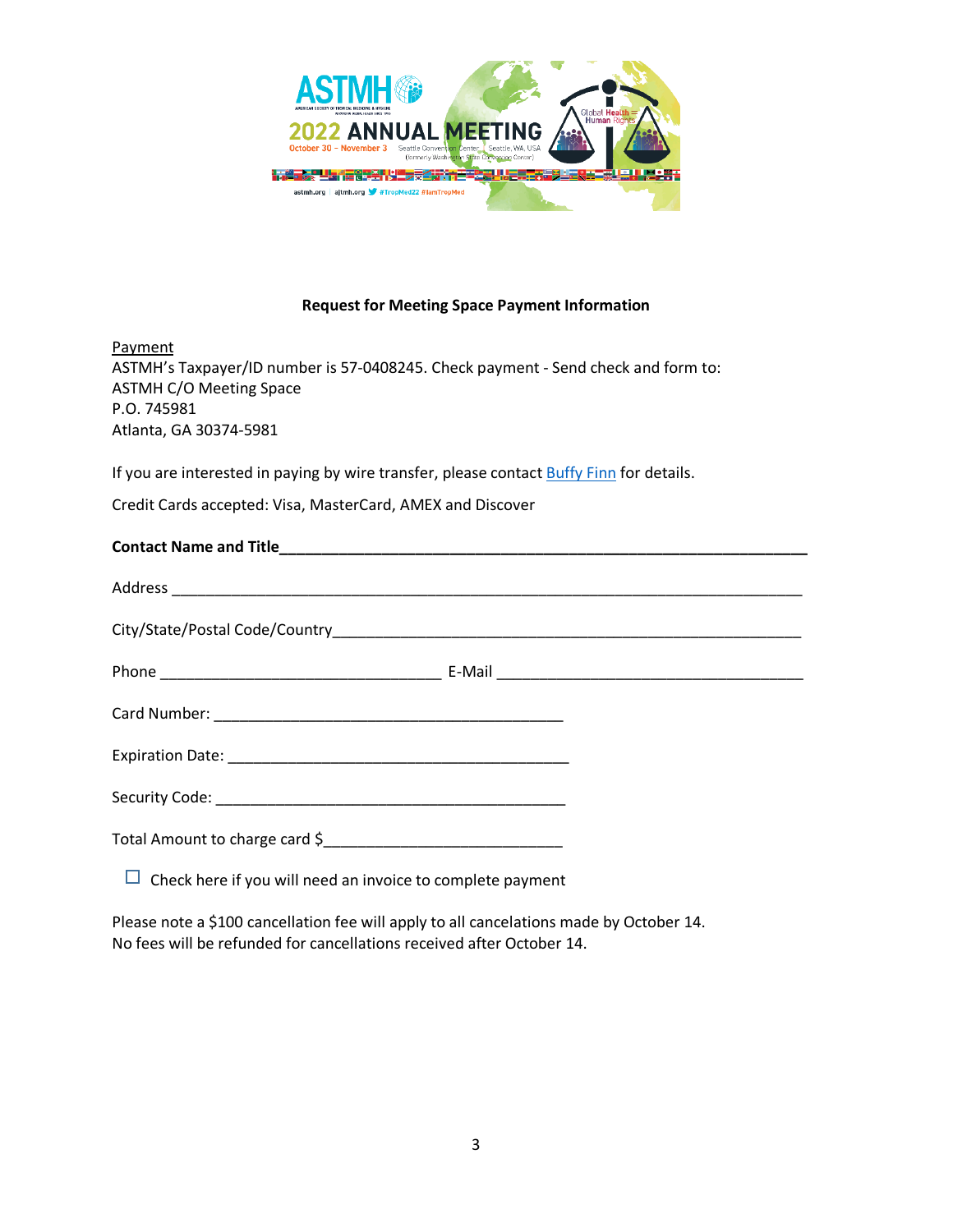**Request for Meeting Space Payment Information**

Payment
ASTMH's Taxpayer/ID number is 57-0408245. Check payment - Send check and form to:
ASTMH C/O Meeting Space
P.O. 745981
Atlanta, GA 30374-5981

If you are interested in paying by wire transfer, please contact Buffy Finn for details.

Credit Cards accepted: Visa, MasterCard, AMEX and Discover

**Contact Name and Title**\_\_\_\_\_\_\_\_\_\_\_\_\_\_\_\_\_\_\_\_\_\_\_\_\_\_\_\_\_\_\_\_\_\_\_\_\_\_\_\_\_\_\_\_

Address \_\_\_\_\_\_\_\_\_\_\_\_\_\_\_\_\_\_\_\_\_\_\_\_\_\_\_\_\_\_\_\_\_\_\_\_\_\_\_\_\_\_\_\_\_\_\_\_\_\_\_\_

City/State/Postal Code/Country\_\_\_\_\_\_\_\_\_\_\_\_\_\_\_\_\_\_\_\_\_\_\_\_\_\_\_\_\_\_\_\_\_\_\_\_\_\_\_\_

Phone \_\_\_\_\_\_\_\_\_\_\_\_\_\_\_\_\_\_\_\_\_\_\_\_ E-Mail \_\_\_\_\_\_\_\_\_\_\_\_\_\_\_\_\_\_\_\_\_\_\_\_\_\_

Card Number: \_\_\_\_\_\_\_\_\_\_\_\_\_\_\_\_\_\_\_\_\_\_\_\_\_\_\_\_\_\_

Expiration Date: \_\_\_\_\_\_\_\_\_\_\_\_\_\_\_\_\_\_\_\_\_\_\_\_\_\_\_\_\_\_

Security Code: \_\_\_\_\_\_\_\_\_\_\_\_\_\_\_\_\_\_\_\_\_\_\_\_\_\_\_\_\_\_

Total Amount to charge card $\_\_\_\_\_\_\_\_\_\_\_\_\_\_\_\_\_\_\_\_

☐ Check here if you will need an invoice to complete payment

Please note a $100 cancellation fee will apply to all cancelations made by October 14.
No fees will be refunded for cancellations received after October 14.